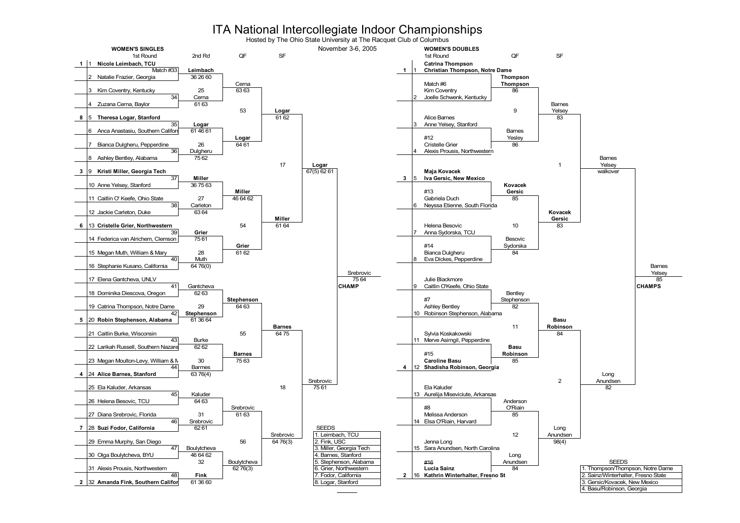# ITA National Intercollegiate Indoor Championships

Hosted by The Ohio State University at The Racquet Club of Columbus

November 3-6, 2005

## WOMEN'S SINGLES

### 1st Round

| Seed | # | Player |
|---|---|---|
| 1 | 1 | **Nicole Leimbach, TCU** |
| | 2 | Natalie Frazier, Georgia |
| | 3 | Kim Coventry, Kentucky |
| | 4 | Zuzana Cerna, Baylor |
| 8 | 5 | **Theresa Logar, Stanford** |
| | 6 | Anca Anastasiu, Southern Califor |
| | 7 | Bianca Dulgheru, Pepperdine |
| | 8 | Ashley Bentley, Alabama |
| 3 | 9 | **Kristi Miller, Georgia Tech** |
| | 10 | Anne Yelsey, Stanford |
| | 11 | Caitlin O' Keefe, Ohio State |
| | 12 | Jackie Carleton, Duke |
| 6 | 13 | **Cristelle Grier, Northwestern** |
| | 14 | Federica van Alrichem, Clemson |
| | 15 | Megan Muth, William & Mary |
| | 16 | Stephanie Kusano, California |
| | 17 | Elena Gantcheva, UNLV |
| | 18 | Dominika Diescova, Oregon |
| | 19 | Catrina Thompson, Notre Dame |
| 5 | 20 | **Robin Stephenson, Alabama** |
| | 21 | Caitlin Burke, Wisconsin |
| | 22 | Larikah Russell, Southern Nazare |
| | 23 | Megan Moulton-Levy, William & M |
| 4 | 24 | **Alice Barnes, Stanford** |
| | 25 | Ela Kaluder, Arkansas |
| | 26 | Helena Besovic, TCU |
| | 27 | Diana Srebrovic, Florida |
| 7 | 28 | **Suzi Fodor, California** |
| | 29 | Emma Murphy, San Diego |
| | 30 | Olga Boulytcheva, BYU |
| | 31 | Alexis Prousis, Northwestern |
| 2 | 32 | **Amanda Fink, Southern Califor** |

### 2nd Round

| Match | Winner | Score |
|---|---|---|
| Match #33 | **Leimbach** | 36 26 60 |
| 34 | Cerna | 61 63 |
| 35 | **Logar** | 61 46 61 |
| 36 | Dulgheru | 75 62 |
| 37 | **Miller** | 36 75 63 |
| 38 | Carleton | 63 64 |
| 39 | **Grier** | 75 61 |
| 40 | Muth | 64 76(0) |
| 41 | Gantcheva | 62 63 |
| 42 | **Stephenson** | 61 36 64 |
| 43 | Burke | 62 62 |
| 44 | Barmes | 63 76(4) |
| 45 | Kaluder | 64 63 |
| 46 | Srebrovic | 62 61 |
| 47 | Boulytcheva | 46 64 62 |
| 48 | **Fink** | 61 36 60 |

### QF

| Match | Winner | Score |
|---|---|---|
| 25 | Cerna | 63 63 |
| 26 | **Logar** | 64 61 |
| 27 | **Miller** | 46 64 62 |
| 28 | **Grier** | 61 62 |
| 29 | **Stephenson** | 64 63 |
| 30 | **Barnes** | 75 63 |
| 31 | Srebrovic | 61 63 |
| 32 | Boulytcheva | 62 76(3) |

### SF

| Match | Winner | Score |
|---|---|---|
| 53 | **Logar** | 61 62 |
| 54 | **Miller** | 61 64 |
| 55 | **Barnes** | 64 75 |
| 56 | Srebrovic | 64 76(3) |

### Final Rounds

| Match | Winner | Score |
|---|---|---|
| 17 | **Logar** | 67(5) 62 61 |
| 18 | Srebrovic | 75 61 |
| Final | Srebrovic **CHAMP** | 75 64 |

### SEEDS

1. Leimbach, TCU
2. Fink, USC
3. Miller, Georgia Tech
4. Barnes, Stanford
5. Stephenson, Alabama
6. Grier, Northwestern
7. Fodor, California
8. Logar, Stanford

## WOMEN'S DOUBLES

### 1st Round

| Seed | # | Team |
|---|---|---|
| 1 | 1 | **Catrina Thompson / Christian Thompson, Notre Dame** |
| | 2 | Kim Coventry / Joelle Schwenk, Kentucky |
| | 3 | Alice Barnes / Anne Yelsey, Stanford |
| | 4 | Cristelle Grier / Alexis Prousis, Northwestern |
| 3 | 5 | **Maja Kovacek / Iva Gersic, New Mexico** |
| | 6 | Gabriela Duch / Neyssa Etienne, South Florida |
| | 7 | Helena Besovic / Anna Sydorska, TCU |
| | 8 | Bianca Dulgheru / Eva Dickes, Pepperdine |
| | 9 | Julie Blackmore / Caitlin O'Keefe, Ohio State |
| | 10 | Ashley Bentley / Robinson Stephenson, Alabama |
| | 11 | Sylvia Koskakowski / Merve Asimgil, Pepperdine |
| 4 | 12 | **Caroline Basu / Shadisha Robinson, Georgia** |
| | 13 | Ela Kaluder / Aurelija Miseviciute, Arkansas |
| | 14 | Melissa Anderson / Elsa O'Riain, Harvard |
| | 15 | Jenna Long / Sara Anundsen, North Carolina |
| 2 | 16 | **Lucia Sainz / Kathrin Winterhalter, Fresno St** |

### QF

| Match | Winner | Score |
|---|---|---|
| Match #6 | **Thompson / Thompson** | 86 |
| #12 | Barnes / Yesley | 86 |
| #13 | **Kovacek / Gersic** | 85 |
| #14 | Besovic / Sydorska | 84 |
| #7 | Bentley / Stephenson | 82 |
| #15 | **Basu / Robinson** | 85 |
| #8 | Anderson / O'Riain | 85 |
| #16 | Long / Anundsen | 84 |

### SF

| Match | Winner | Score |
|---|---|---|
| 9 | Barnes / Yelsey | 83 |
| 10 | **Kovacek / Gersic** | 83 |
| 11 | **Basu / Robinson** | 84 |
| 12 | Long / Anundsen | 98(4) |

### Final Rounds

| Match | Winner | Score |
|---|---|---|
| 1 | Barnes / Yelsey | walkover |
| 2 | Long / Anundsen | 82 |
| Final | Barnes / Yelsey **CHAMPS** | 85 |

### SEEDS

1. Thompson/Thompson, Notre Dame
2. Sainz/Winterhalter, Fresno State
3. Gersic/Kovacek, New Mexico
4. Basu/Robinson, Georgia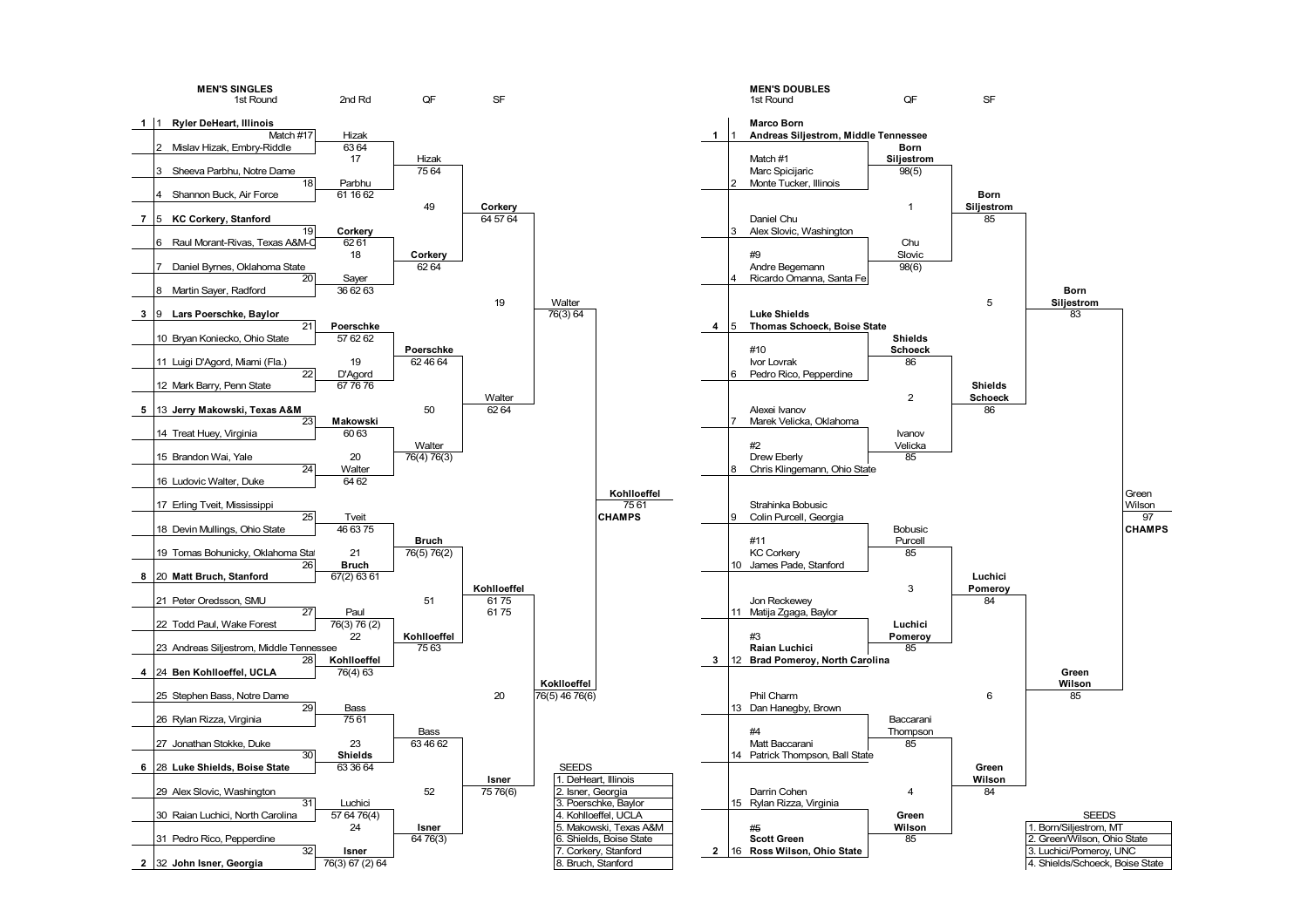## MEN'S SINGLES

### 1st Round

| Seed | # | Player | Match # |
|---|---|---|---|
| 1 | 1 | **Ryler DeHeart, Illinois** | Match #17 |
| | 2 | Mislav Hizak, Embry-Riddle | |
| | 3 | Sheeva Parbhu, Notre Dame | 18 |
| | 4 | Shannon Buck, Air Force | |
| 7 | 5 | **KC Corkery, Stanford** | 19 |
| | 6 | Raul Morant-Rivas, Texas A&M-C | |
| | 7 | Daniel Byrnes, Oklahoma State | 20 |
| | 8 | Martin Sayer, Radford | |
| 3 | 9 | **Lars Poerschke, Baylor** | 21 |
| | 10 | Bryan Koniecko, Ohio State | |
| | 11 | Luigi D'Agord, Miami (Fla.) | 22 |
| | 12 | Mark Barry, Penn State | |
| 5 | 13 | **Jerry Makowski, Texas A&M** | 23 |
| | 14 | Treat Huey, Virginia | |
| | 15 | Brandon Wai, Yale | 24 |
| | 16 | Ludovic Walter, Duke | |
| | 17 | Erling Tveit, Mississippi | 25 |
| | 18 | Devin Mullings, Ohio State | |
| | 19 | Tomas Bohunicky, Oklahoma Sta | 26 |
| 8 | 20 | **Matt Bruch, Stanford** | |
| | 21 | Peter Oredsson, SMU | 27 |
| | 22 | Todd Paul, Wake Forest | |
| | 23 | Andreas Siljestrom, Middle Tennessee | 28 |
| 4 | 24 | **Ben Kohlloeffel, UCLA** | |
| | 25 | Stephen Bass, Notre Dame | 29 |
| | 26 | Rylan Rizza, Virginia | |
| | 27 | Jonathan Stokke, Duke | 30 |
| 6 | 28 | **Luke Shields, Boise State** | |
| | 29 | Alex Slovic, Washington | 31 |
| | 30 | Raian Luchici, North Carolina | |
| | 31 | Pedro Rico, Pepperdine | 32 |
| 2 | 32 | **John Isner, Georgia** | |

### 2nd Rd

| Winner | Score | Next Match # |
|---|---|---|
| Hizak | 63 64 | 17 |
| Parbhu | 61 16 62 | |
| **Corkery** | 62 61 | 18 |
| Sayer | 36 62 63 | |
| **Poerschke** | 57 62 62 | 19 |
| D'Agord | 67 76 76 | |
| **Makowski** | 60 63 | 20 |
| Walter | 64 62 | |
| Tveit | 46 63 75 | 21 |
| **Bruch** | 67(2) 63 61 | |
| Paul | 76(3) 76 (2) | 22 |
| **Kohlloeffel** | 76(4) 63 | |
| Bass | 75 61 | 23 |
| **Shields** | 63 36 64 | |
| Luchici | 57 64 76(4) | 24 |
| **Isner** | 76(3) 67 (2) 64 | |

### QF

| Winner | Score | Next Match # |
|---|---|---|
| Hizak | 75 64 | 49 |
| **Corkery** | 62 64 | |
| **Poerschke** | 62 46 64 | 50 |
| Walter | 76(4) 76(3) | |
| **Bruch** | 76(5) 76(2) | 51 |
| **Kohlloeffel** | 75 63 | |
| Bass | 63 46 62 | 52 |
| **Isner** | 64 76(3) | |

### SF

| Winner | Score | Next Match # |
|---|---|---|
| **Corkery** | 64 57 64 | 19 |
| Walter | 62 64 | |
| **Kohllöeffel** | 61 75 | 20 |
| **Isner** | 75 76(6) | |

### Final

| Winner | Score |
|---|---|
| Walter | 76(3) 64 |
| **Koklloeffel** | 76(5) 46 76(6) |

**Kohlloeffel** 75 61 **CHAMPS**

#### SEEDS

1. DeHeart, Illinois
2. Isner, Georgia
3. Poerschke, Baylor
4. Kohlloeffel, UCLA
5. Makowski, Texas A&M
6. Shields, Boise State
7. Corkery, Stanford
8. Bruch, Stanford

## MEN'S DOUBLES

### 1st Round

| Seed | # | Team | Match # |
|---|---|---|---|
| 1 | 1 | **Marco Born / Andreas Siljestrom, Middle Tennessee** | Match #1 |
| | 2 | Marc Spicijaric / Monte Tucker, Illinois | |
| | 3 | Daniel Chu / Alex Slovic, Washington | #9 |
| | 4 | Andre Begemann / Ricardo Omanna, Santa Fe | |
| 4 | 5 | **Luke Shields / Thomas Schoeck, Boise State** | #10 |
| | 6 | Ivor Lovrak / Pedro Rico, Pepperdine | |
| | 7 | Alexei Ivanov / Marek Velicka, Oklahoma | #2 |
| | 8 | Drew Eberly / Chris Klingemann, Ohio State | |
| | 9 | Strahinka Bobusic / Colin Purcell, Georgia | #11 |
| | 10 | KC Corkery / James Pade, Stanford | |
| | 11 | Jon Reckewey / Matija Zgaga, Baylor | #3 |
| 3 | 12 | **Raian Luchici / Brad Pomeroy, North Carolina** | |
| | 13 | Phil Charm / Dan Hanegby, Brown | #4 |
| | 14 | Matt Baccarani / Patrick Thompson, Ball State | |
| | 15 | Darrin Cohen / Rylan Rizza, Virginia | #5 |
| 2 | 16 | **Scott Green / Ross Wilson, Ohio State** | |

### QF

| Winner | Score | Next Match # |
|---|---|---|
| **Born Siljestrom** | 98(5) | 1 |
| Chu Slovic | 98(6) | |
| **Shields Schoeck** | 86 | 2 |
| Ivanov Velicka | 85 | |
| Bobusic Purcell | 85 | 3 |
| **Luchici Pomeroy** | 85 | |
| Baccarani Thompson | 85 | 4 |
| **Green Wilson** | 85 | |

### SF

| Winner | Score | Next Match # |
|---|---|---|
| **Born Siljestrom** | 85 | 5 |
| **Shields Schoeck** | 86 | |
| **Luchici Pomeroy** | 84 | 6 |
| **Green Wilson** | 84 | |

### Final

| Winner | Score |
|---|---|
| **Born Siljestrom** | 83 |
| **Green Wilson** | 85 |

Green Wilson 97 **CHAMPS**

#### SEEDS

1. Born/Siljestrom, MT
2. Green/Wilson, Ohio State
3. Luchici/Pomeroy, UNC
4. Shields/Schoeck, Boise State